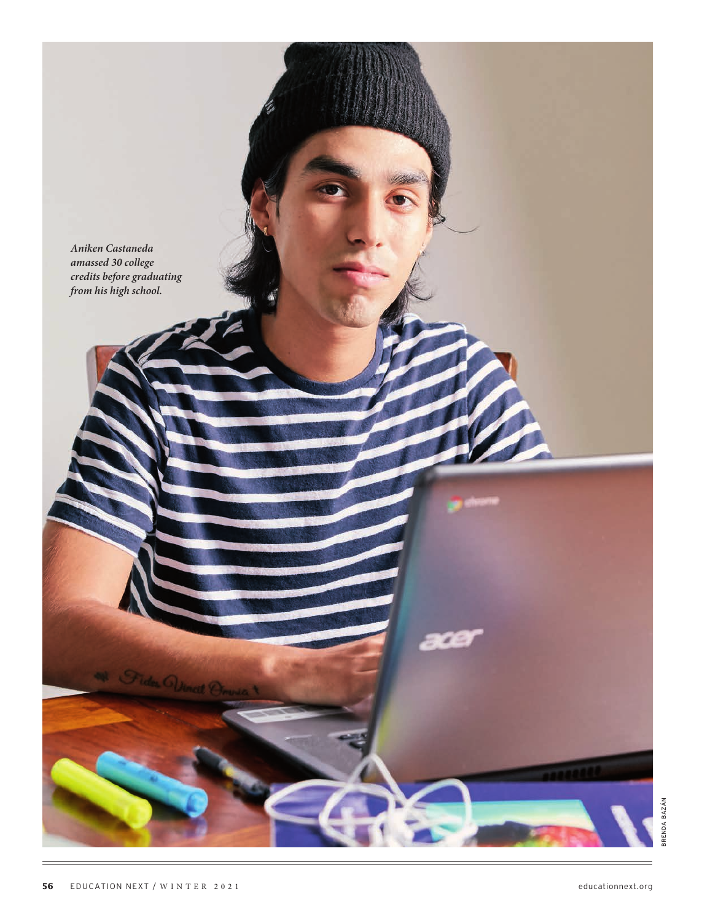*Aniken Castaneda amassed 30 college credits before graduating from his high school.*

BRENDA BAZÁN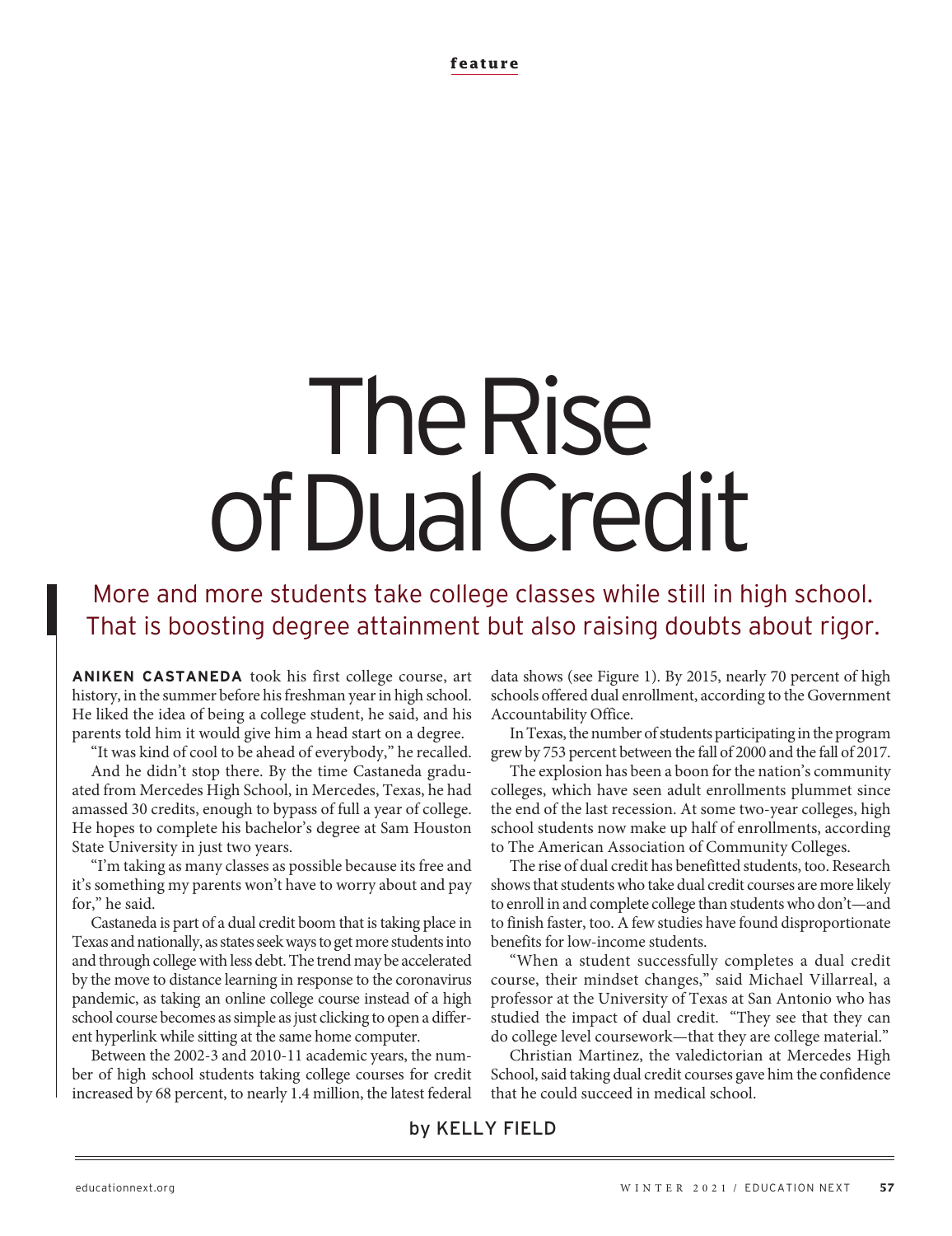# The Rise of Dual Credit

More and more students take college classes while still in high school. That is boosting degree attainment but also raising doubts about rigor.

by KELLY FIELD

**ANIKEN CASTANEDA** took his first college course, art history, in the summer before his freshman year in high school. He liked the idea of being a college student, he said, and his parents told him it would give him a head start on a degree.

"It was kind of cool to be ahead of everybody," he recalled.

And he didn't stop there. By the time Castaneda graduated from Mercedes High School, in Mercedes, Texas, he had amassed 30 credits, enough to bypass of full a year of college. He hopes to complete his bachelor's degree at Sam Houston State University in just two years.

"I'm taking as many classes as possible because its free and it's something my parents won't have to worry about and pay for," he said.

Castaneda is part of a dual credit boom that is taking place in Texas and nationally, as states seek ways to get more students into and through college with less debt. The trend may be accelerated by the move to distance learning in response to the coronavirus pandemic, as taking an online college course instead of a high school course becomes as simple as just clicking to open a different hyperlink while sitting at the same home computer.

Between the 2002-3 and 2010-11 academic years, the number of high school students taking college courses for credit increased by 68 percent, to nearly 1.4 million, the latest federal data shows (see Figure 1). By 2015, nearly 70 percent of high schools offered dual enrollment, according to the Government Accountability Office.

In Texas, the number of students participating in the program grew by 753 percent between the fall of 2000 and the fall of 2017.

The explosion has been a boon for the nation's community colleges, which have seen adult enrollments plummet since the end of the last recession. At some two-year colleges, high school students now make up half of enrollments, according to The American Association of Community Colleges.

The rise of dual credit has benefitted students, too. Research shows that students who take dual credit courses are more likely to enroll in and complete college than students who don't—and to finish faster, too. A few studies have found disproportionate benefits for low-income students.

"When a student successfully completes a dual credit course, their mindset changes," said Michael Villarreal, a professor at the University of Texas at San Antonio who has studied the impact of dual credit. "They see that they can do college level coursework—that they are college material."

Christian Martinez, the valedictorian at Mercedes High School, said taking dual credit courses gave him the confidence that he could succeed in medical school.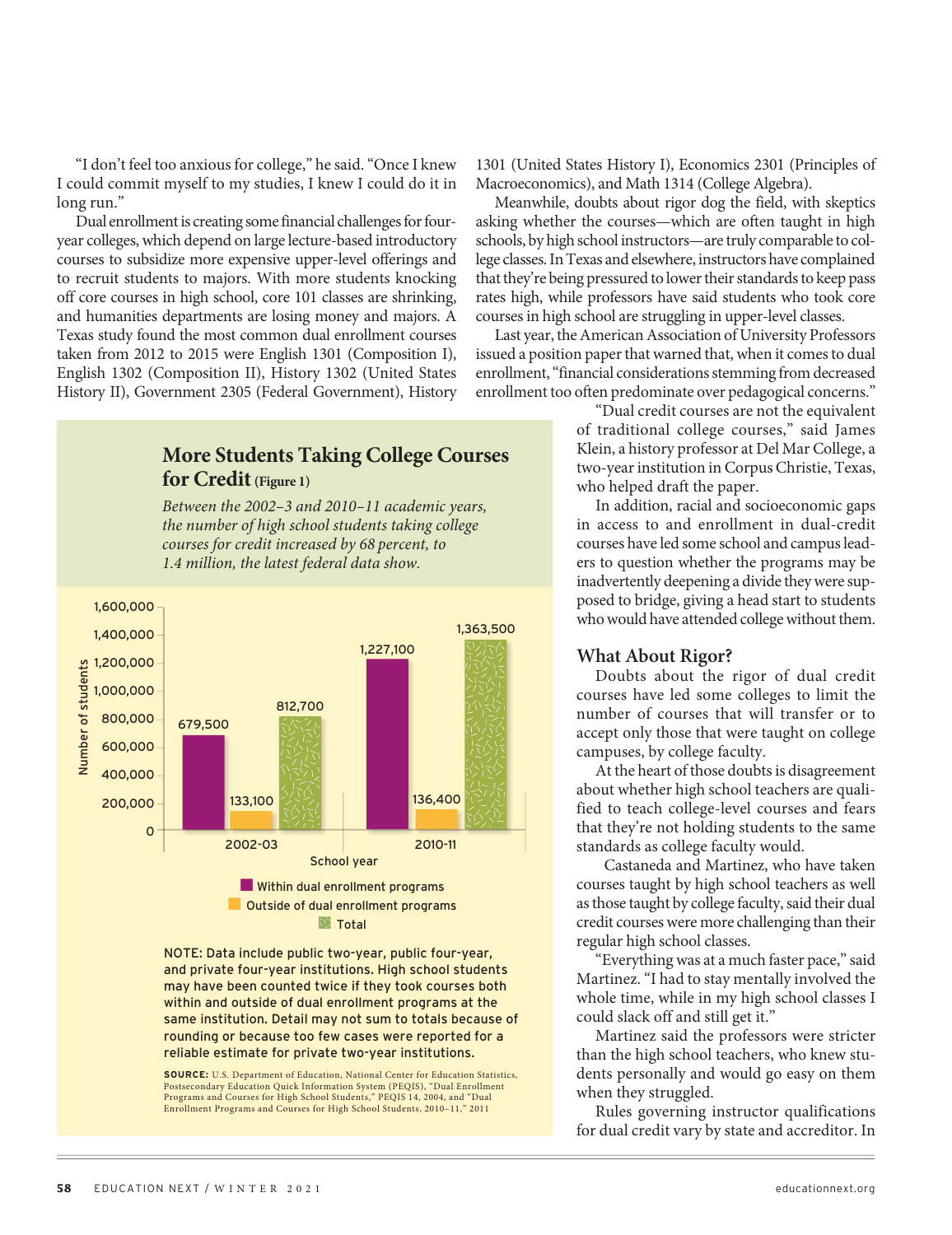"I don't feel too anxious for college," he said. "Once I knew I could commit myself to my studies, I knew I could do it in long run."

Dual enrollment is creating some financial challenges for four-year colleges, which depend on large lecture-based introductory courses to subsidize more expensive upper-level offerings and to recruit students to majors. With more students knocking off core courses in high school, core 101 classes are shrinking, and humanities departments are losing money and majors. A Texas study found the most common dual enrollment courses taken from 2012 to 2015 were English 1301 (Composition I), English 1302 (Composition II), History 1302 (United States History II), Government 2305 (Federal Government), History 1301 (United States History I), Economics 2301 (Principles of Macroeconomics), and Math 1314 (College Algebra).

Meanwhile, doubts about rigor dog the field, with skeptics asking whether the courses—which are often taught in high schools, by high school instructors—are truly comparable to college classes. In Texas and elsewhere, instructors have complained that they're being pressured to lower their standards to keep pass rates high, while professors have said students who took core courses in high school are struggling in upper-level classes.

Last year, the American Association of University Professors issued a position paper that warned that, when it comes to dual enrollment, "financial considerations stemming from decreased enrollment too often predominate over pedagogical concerns."

"Dual credit courses are not the equivalent of traditional college courses," said James Klein, a history professor at Del Mar College, a two-year institution in Corpus Christie, Texas, who helped draft the paper.

In addition, racial and socioeconomic gaps in access to and enrollment in dual-credit courses have led some school and campus leaders to question whether the programs may be inadvertently deepening a divide they were supposed to bridge, giving a head start to students who would have attended college without them.

### More Students Taking College Courses for Credit (Figure 1)

*Between the 2002–3 and 2010–11 academic years, the number of high school students taking college courses for credit increased by 68 percent, to 1.4 million, the latest federal data show.*

| School year | Within dual enrollment programs | Outside of dual enrollment programs | Total |
|---|---|---|---|
| 2002-03 | 679,500 | 133,100 | 812,700 |
| 2010-11 | 1,227,100 | 136,400 | 1,363,500 |

NOTE: Data include public two-year, public four-year, and private four-year institutions. High school students may have been counted twice if they took courses both within and outside of dual enrollment programs at the same institution. Detail may not sum to totals because of rounding or because too few cases were reported for a reliable estimate for private two-year institutions.

**SOURCE:** U.S. Department of Education, National Center for Education Statistics, Postsecondary Education Quick Information System (PEQIS), "Dual Enrollment Programs and Courses for High School Students," PEQIS 14, 2004, and "Dual Enrollment Programs and Courses for High School Students, 2010–11," 2011

## What About Rigor?

Doubts about the rigor of dual credit courses have led some colleges to limit the number of courses that will transfer or to accept only those that were taught on college campuses, by college faculty.

At the heart of those doubts is disagreement about whether high school teachers are qualified to teach college-level courses and fears that they're not holding students to the same standards as college faculty would.

Castaneda and Martinez, who have taken courses taught by high school teachers as well as those taught by college faculty, said their dual credit courses were more challenging than their regular high school classes.

"Everything was at a much faster pace," said Martinez. "I had to stay mentally involved the whole time, while in my high school classes I could slack off and still get it."

Martinez said the professors were stricter than the high school teachers, who knew students personally and would go easy on them when they struggled.

Rules governing instructor qualifications for dual credit vary by state and accreditor. In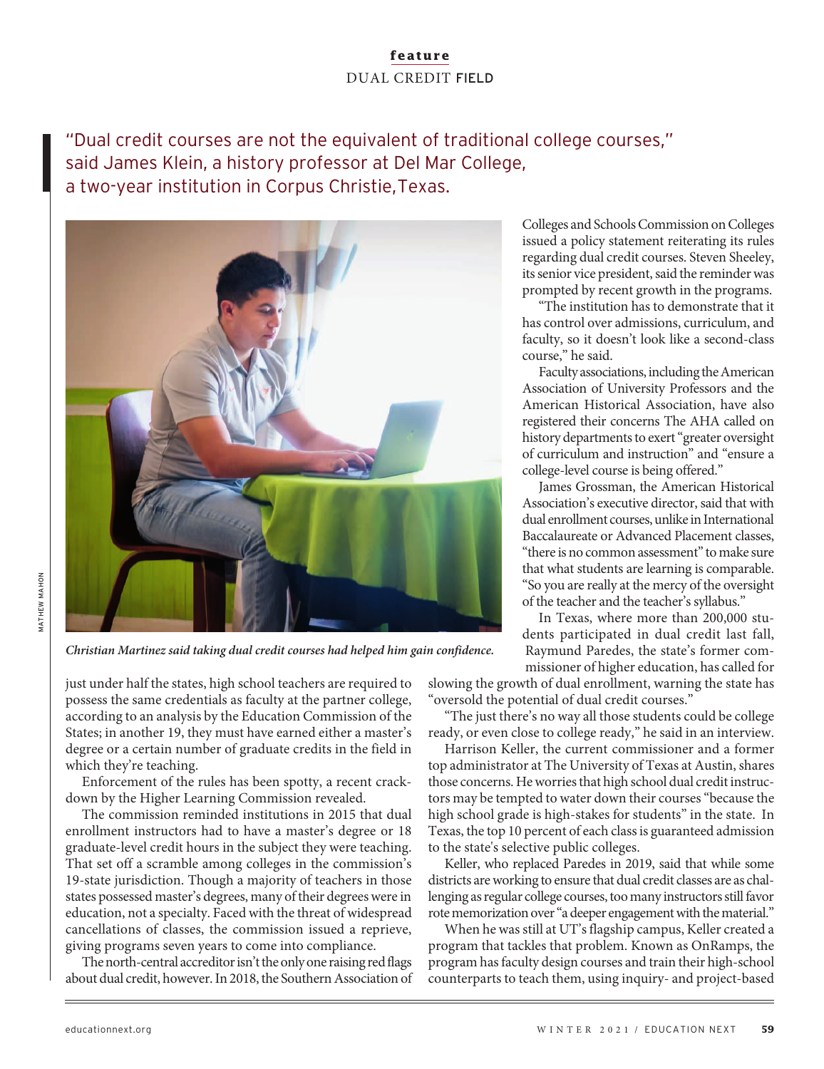"Dual credit courses are not the equivalent of traditional college courses," said James Klein, a history professor at Del Mar College, a two-year institution in Corpus Christie, Texas.

*Christian Martinez said taking dual credit courses had helped him gain confidence.*

just under half the states, high school teachers are required to possess the same credentials as faculty at the partner college, according to an analysis by the Education Commission of the States; in another 19, they must have earned either a master's degree or a certain number of graduate credits in the field in which they're teaching.

Enforcement of the rules has been spotty, a recent crackdown by the Higher Learning Commission revealed.

The commission reminded institutions in 2015 that dual enrollment instructors had to have a master's degree or 18 graduate-level credit hours in the subject they were teaching. That set off a scramble among colleges in the commission's 19-state jurisdiction. Though a majority of teachers in those states possessed master's degrees, many of their degrees were in education, not a specialty. Faced with the threat of widespread cancellations of classes, the commission issued a reprieve, giving programs seven years to come into compliance.

The north-central accreditor isn't the only one raising red flags about dual credit, however. In 2018, the Southern Association of Colleges and Schools Commission on Colleges issued a policy statement reiterating its rules regarding dual credit courses. Steven Sheeley, its senior vice president, said the reminder was prompted by recent growth in the programs.

"The institution has to demonstrate that it has control over admissions, curriculum, and faculty, so it doesn't look like a second-class course," he said.

Faculty associations, including the American Association of University Professors and the American Historical Association, have also registered their concerns The AHA called on history departments to exert "greater oversight of curriculum and instruction" and "ensure a college-level course is being offered."

James Grossman, the American Historical Association's executive director, said that with dual enrollment courses, unlike in International Baccalaureate or Advanced Placement classes, "there is no common assessment" to make sure that what students are learning is comparable. "So you are really at the mercy of the oversight of the teacher and the teacher's syllabus."

In Texas, where more than 200,000 students participated in dual credit last fall, Raymund Paredes, the state's former commissioner of higher education, has called for slowing the growth of dual enrollment, warning the state has "oversold the potential of dual credit courses."

"The just there's no way all those students could be college ready, or even close to college ready," he said in an interview.

Harrison Keller, the current commissioner and a former top administrator at The University of Texas at Austin, shares those concerns. He worries that high school dual credit instructors may be tempted to water down their courses "because the high school grade is high-stakes for students" in the state. In Texas, the top 10 percent of each class is guaranteed admission to the state's selective public colleges.

Keller, who replaced Paredes in 2019, said that while some districts are working to ensure that dual credit classes are as challenging as regular college courses, too many instructors still favor rote memorization over "a deeper engagement with the material."

When he was still at UT's flagship campus, Keller created a program that tackles that problem. Known as OnRamps, the program has faculty design courses and train their high-school counterparts to teach them, using inquiry- and project-based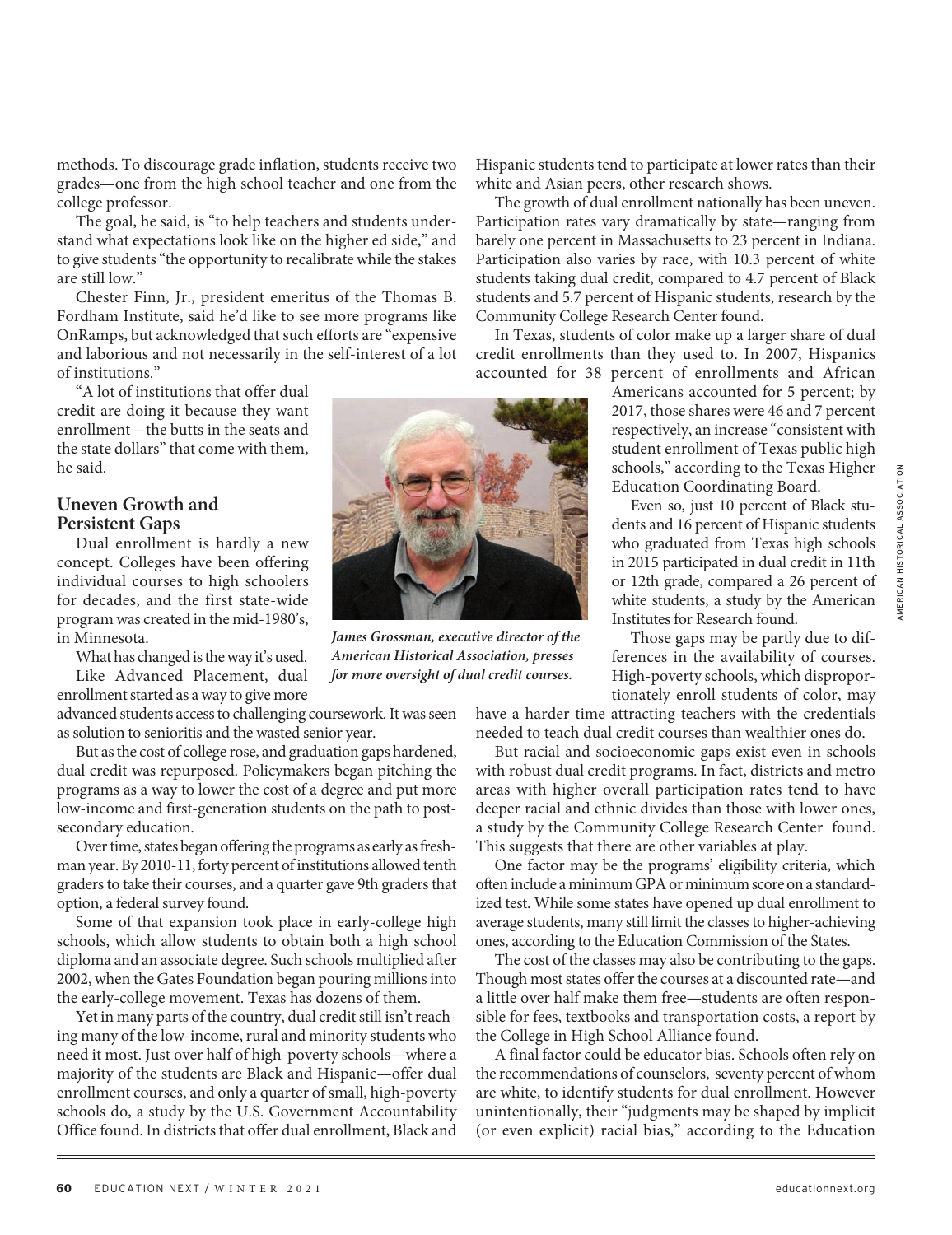methods. To discourage grade inflation, students receive two grades—one from the high school teacher and one from the college professor.

The goal, he said, is "to help teachers and students understand what expectations look like on the higher ed side," and to give students "the opportunity to recalibrate while the stakes are still low."

Chester Finn, Jr., president emeritus of the Thomas B. Fordham Institute, said he'd like to see more programs like OnRamps, but acknowledged that such efforts are "expensive and laborious and not necessarily in the self-interest of a lot of institutions."

"A lot of institutions that offer dual credit are doing it because they want enrollment—the butts in the seats and the state dollars" that come with them, he said.

## Uneven Growth and Persistent Gaps

Dual enrollment is hardly a new concept. Colleges have been offering individual courses to high schoolers for decades, and the first state-wide program was created in the mid-1980's, in Minnesota.

What has changed is the way it's used.

Like Advanced Placement, dual enrollment started as a way to give more advanced students access to challenging coursework. It was seen as solution to senioritis and the wasted senior year.

But as the cost of college rose, and graduation gaps hardened, dual credit was repurposed. Policymakers began pitching the programs as a way to lower the cost of a degree and put more low-income and first-generation students on the path to post-secondary education.

Over time, states began offering the programs as early as freshman year. By 2010-11, forty percent of institutions allowed tenth graders to take their courses, and a quarter gave 9th graders that option, a federal survey found.

Some of that expansion took place in early-college high schools, which allow students to obtain both a high school diploma and an associate degree. Such schools multiplied after 2002, when the Gates Foundation began pouring millions into the early-college movement. Texas has dozens of them.

Yet in many parts of the country, dual credit still isn't reaching many of the low-income, rural and minority students who need it most. Just over half of high-poverty schools—where a majority of the students are Black and Hispanic—offer dual enrollment courses, and only a quarter of small, high-poverty schools do, a study by the U.S. Government Accountability Office found. In districts that offer dual enrollment, Black and Hispanic students tend to participate at lower rates than their white and Asian peers, other research shows.

*James Grossman, executive director of the American Historical Association, presses for more oversight of dual credit courses.*

The growth of dual enrollment nationally has been uneven. Participation rates vary dramatically by state—ranging from barely one percent in Massachusetts to 23 percent in Indiana. Participation also varies by race, with 10.3 percent of white students taking dual credit, compared to 4.7 percent of Black students and 5.7 percent of Hispanic students, research by the Community College Research Center found.

In Texas, students of color make up a larger share of dual credit enrollments than they used to. In 2007, Hispanics accounted for 38 percent of enrollments and African Americans accounted for 5 percent; by 2017, those shares were 46 and 7 percent respectively, an increase "consistent with student enrollment of Texas public high schools," according to the Texas Higher Education Coordinating Board.

Even so, just 10 percent of Black students and 16 percent of Hispanic students who graduated from Texas high schools in 2015 participated in dual credit in 11th or 12th grade, compared a 26 percent of white students, a study by the American Institutes for Research found.

Those gaps may be partly due to differences in the availability of courses. High-poverty schools, which disproportionately enroll students of color, may have a harder time attracting teachers with the credentials needed to teach dual credit courses than wealthier ones do.

But racial and socioeconomic gaps exist even in schools with robust dual credit programs. In fact, districts and metro areas with higher overall participation rates tend to have deeper racial and ethnic divides than those with lower ones, a study by the Community College Research Center found. This suggests that there are other variables at play.

One factor may be the programs' eligibility criteria, which often include a minimum GPA or minimum score on a standardized test. While some states have opened up dual enrollment to average students, many still limit the classes to higher-achieving ones, according to the Education Commission of the States.

The cost of the classes may also be contributing to the gaps. Though most states offer the courses at a discounted rate—and a little over half make them free—students are often responsible for fees, textbooks and transportation costs, a report by the College in High School Alliance found.

A final factor could be educator bias. Schools often rely on the recommendations of counselors, seventy percent of whom are white, to identify students for dual enrollment. However unintentionally, their "judgments may be shaped by implicit (or even explicit) racial bias," according to the Education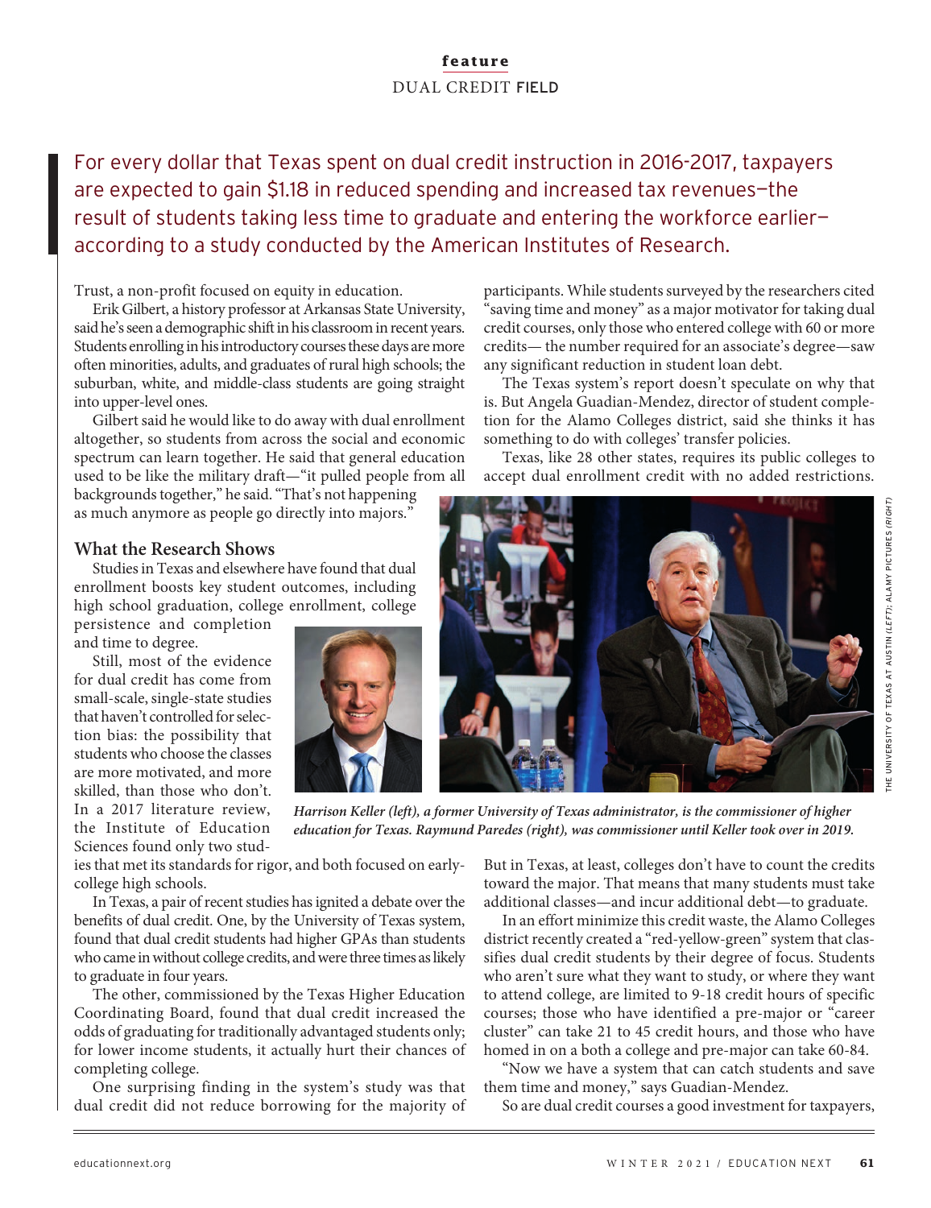For every dollar that Texas spent on dual credit instruction in 2016-2017, taxpayers are expected to gain $1.18 in reduced spending and increased tax revenues—the result of students taking less time to graduate and entering the workforce earlier—according to a study conducted by the American Institutes of Research.

Trust, a non-profit focused on equity in education.

Erik Gilbert, a history professor at Arkansas State University, said he's seen a demographic shift in his classroom in recent years. Students enrolling in his introductory courses these days are more often minorities, adults, and graduates of rural high schools; the suburban, white, and middle-class students are going straight into upper-level ones.

Gilbert said he would like to do away with dual enrollment altogether, so students from across the social and economic spectrum can learn together. He said that general education used to be like the military draft—"it pulled people from all backgrounds together," he said. "That's not happening as much anymore as people go directly into majors."

### What the Research Shows

Studies in Texas and elsewhere have found that dual enrollment boosts key student outcomes, including high school graduation, college enrollment, college persistence and completion and time to degree.

Still, most of the evidence for dual credit has come from small-scale, single-state studies that haven't controlled for selection bias: the possibility that students who choose the classes are more motivated, and more skilled, than those who don't. In a 2017 literature review, the Institute of Education Sciences found only two studies that met its standards for rigor, and both focused on early-college high schools.

In Texas, a pair of recent studies has ignited a debate over the benefits of dual credit. One, by the University of Texas system, found that dual credit students had higher GPAs than students who came in without college credits, and were three times as likely to graduate in four years.

The other, commissioned by the Texas Higher Education Coordinating Board, found that dual credit increased the odds of graduating for traditionally advantaged students only; for lower income students, it actually hurt their chances of completing college.

One surprising finding in the system's study was that dual credit did not reduce borrowing for the majority of participants. While students surveyed by the researchers cited "saving time and money" as a major motivator for taking dual credit courses, only those who entered college with 60 or more credits— the number required for an associate's degree—saw any significant reduction in student loan debt.

The Texas system's report doesn't speculate on why that is. But Angela Guadian-Mendez, director of student completion for the Alamo Colleges district, said she thinks it has something to do with colleges' transfer policies.

Texas, like 28 other states, requires its public colleges to accept dual enrollment credit with no added restrictions. But in Texas, at least, colleges don't have to count the credits toward the major. That means that many students must take additional classes—and incur additional debt—to graduate.

In an effort minimize this credit waste, the Alamo Colleges district recently created a "red-yellow-green" system that classifies dual credit students by their degree of focus. Students who aren't sure what they want to study, or where they want to attend college, are limited to 9-18 credit hours of specific courses; those who have identified a pre-major or "career cluster" can take 21 to 45 credit hours, and those who have homed in on a both a college and pre-major can take 60-84.

"Now we have a system that can catch students and save them time and money," says Guadian-Mendez.

So are dual credit courses a good investment for taxpayers,

*Harrison Keller (left), a former University of Texas administrator, is the commissioner of higher education for Texas. Raymund Paredes (right), was commissioner until Keller took over in 2019.*

THE UNIVERSITY OF TEXAS AT AUSTIN (LEFT); ALAMY PICTURES (RIGHT)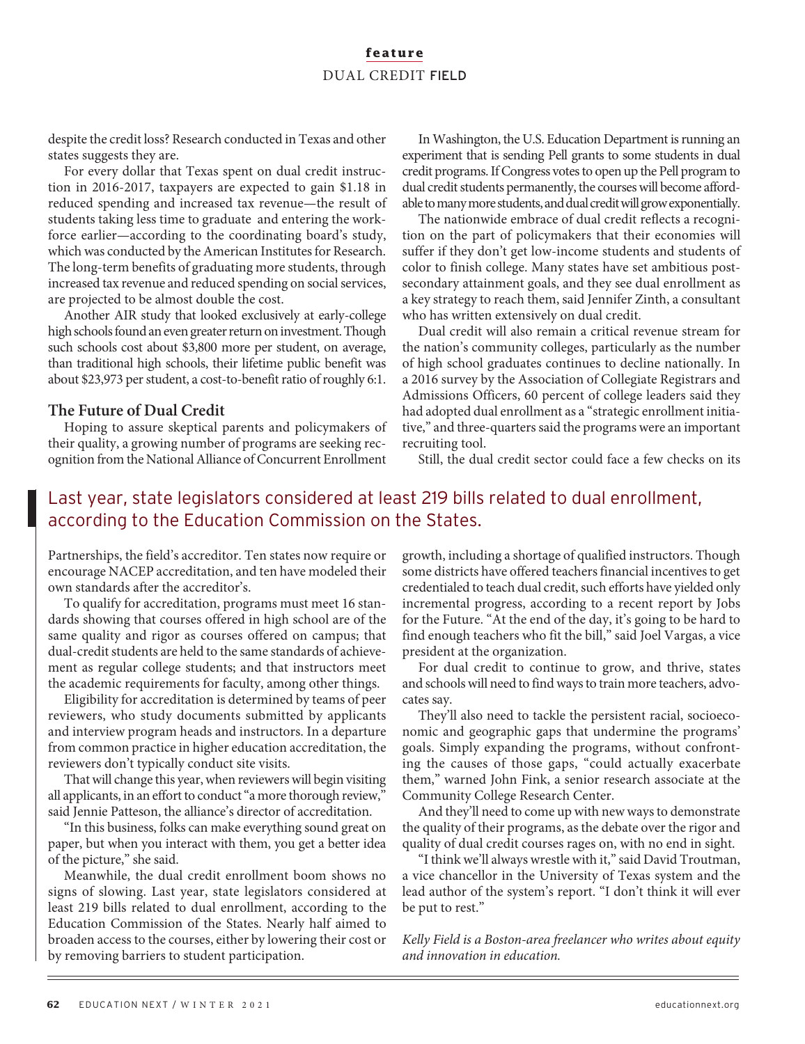despite the credit loss? Research conducted in Texas and other states suggests they are.

For every dollar that Texas spent on dual credit instruction in 2016-2017, taxpayers are expected to gain $1.18 in reduced spending and increased tax revenue—the result of students taking less time to graduate and entering the workforce earlier—according to the coordinating board's study, which was conducted by the American Institutes for Research. The long-term benefits of graduating more students, through increased tax revenue and reduced spending on social services, are projected to be almost double the cost.

Another AIR study that looked exclusively at early-college high schools found an even greater return on investment. Though such schools cost about $3,800 more per student, on average, than traditional high schools, their lifetime public benefit was about $23,973 per student, a cost-to-benefit ratio of roughly 6:1.

## The Future of Dual Credit

Hoping to assure skeptical parents and policymakers of their quality, a growing number of programs are seeking recognition from the National Alliance of Concurrent Enrollment Partnerships, the field's accreditor. Ten states now require or encourage NACEP accreditation, and ten have modeled their own standards after the accreditor's.

To qualify for accreditation, programs must meet 16 standards showing that courses offered in high school are of the same quality and rigor as courses offered on campus; that dual-credit students are held to the same standards of achievement as regular college students; and that instructors meet the academic requirements for faculty, among other things.

Eligibility for accreditation is determined by teams of peer reviewers, who study documents submitted by applicants and interview program heads and instructors. In a departure from common practice in higher education accreditation, the reviewers don't typically conduct site visits.

That will change this year, when reviewers will begin visiting all applicants, in an effort to conduct "a more thorough review," said Jennie Patteson, the alliance's director of accreditation.

"In this business, folks can make everything sound great on paper, but when you interact with them, you get a better idea of the picture," she said.

Meanwhile, the dual credit enrollment boom shows no signs of slowing. Last year, state legislators considered at least 219 bills related to dual enrollment, according to the Education Commission of the States. Nearly half aimed to broaden access to the courses, either by lowering their cost or by removing barriers to student participation.

In Washington, the U.S. Education Department is running an experiment that is sending Pell grants to some students in dual credit programs. If Congress votes to open up the Pell program to dual credit students permanently, the courses will become affordable to many more students, and dual credit will grow exponentially.

The nationwide embrace of dual credit reflects a recognition on the part of policymakers that their economies will suffer if they don't get low-income students and students of color to finish college. Many states have set ambitious postsecondary attainment goals, and they see dual enrollment as a key strategy to reach them, said Jennifer Zinth, a consultant who has written extensively on dual credit.

Dual credit will also remain a critical revenue stream for the nation's community colleges, particularly as the number of high school graduates continues to decline nationally. In a 2016 survey by the Association of Collegiate Registrars and Admissions Officers, 60 percent of college leaders said they had adopted dual enrollment as a "strategic enrollment initiative," and three-quarters said the programs were an important recruiting tool.

Still, the dual credit sector could face a few checks on its growth, including a shortage of qualified instructors. Though some districts have offered teachers financial incentives to get credentialed to teach dual credit, such efforts have yielded only incremental progress, according to a recent report by Jobs for the Future. "At the end of the day, it's going to be hard to find enough teachers who fit the bill," said Joel Vargas, a vice president at the organization.

For dual credit to continue to grow, and thrive, states and schools will need to find ways to train more teachers, advocates say.

They'll also need to tackle the persistent racial, socioeconomic and geographic gaps that undermine the programs' goals. Simply expanding the programs, without confronting the causes of those gaps, "could actually exacerbate them," warned John Fink, a senior research associate at the Community College Research Center.

And they'll need to come up with new ways to demonstrate the quality of their programs, as the debate over the rigor and quality of dual credit courses rages on, with no end in sight.

"I think we'll always wrestle with it," said David Troutman, a vice chancellor in the University of Texas system and the lead author of the system's report. "I don't think it will ever be put to rest."

*Kelly Field is a Boston-area freelancer who writes about equity and innovation in education.*